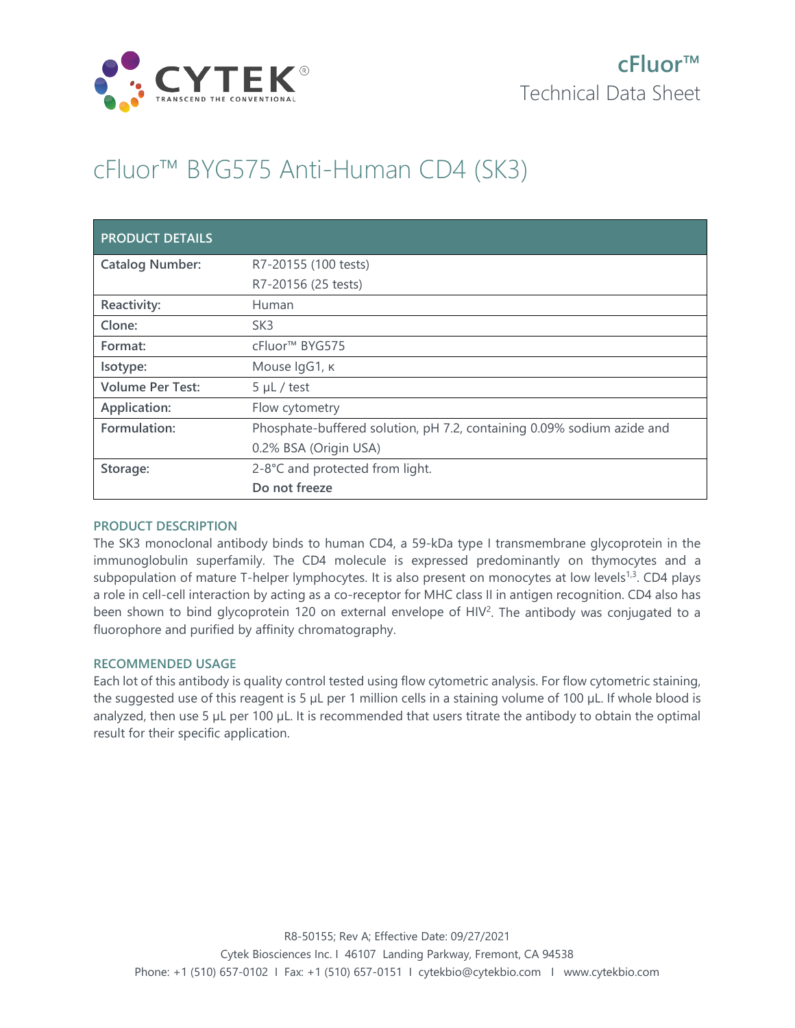cFluor™
Technical Data Sheet

# cFluor™ BYG575 Anti-Human CD4 (SK3)

| PRODUCT DETAILS | |
|---|---|
| **Catalog Number:** | R7-20155 (100 tests)<br>R7-20156 (25 tests) |
| **Reactivity:** | Human |
| **Clone:** | SK3 |
| **Format:** | cFluor™ BYG575 |
| **Isotype:** | Mouse IgG1, κ |
| **Volume Per Test:** | 5 µL / test |
| **Application:** | Flow cytometry |
| **Formulation:** | Phosphate-buffered solution, pH 7.2, containing 0.09% sodium azide and 0.2% BSA (Origin USA) |
| **Storage:** | 2-8°C and protected from light.<br>**Do not freeze** |

## PRODUCT DESCRIPTION

The SK3 monoclonal antibody binds to human CD4, a 59-kDa type I transmembrane glycoprotein in the immunoglobulin superfamily. The CD4 molecule is expressed predominantly on thymocytes and a subpopulation of mature T-helper lymphocytes. It is also present on monocytes at low levels[1,3]. CD4 plays a role in cell-cell interaction by acting as a co-receptor for MHC class II in antigen recognition. CD4 also has been shown to bind glycoprotein 120 on external envelope of HIV[2]. The antibody was conjugated to a fluorophore and purified by affinity chromatography.

## RECOMMENDED USAGE

Each lot of this antibody is quality control tested using flow cytometric analysis. For flow cytometric staining, the suggested use of this reagent is 5 µL per 1 million cells in a staining volume of 100 µL. If whole blood is analyzed, then use 5 µL per 100 µL. It is recommended that users titrate the antibody to obtain the optimal result for their specific application.

R8-50155; Rev A; Effective Date: 09/27/2021
Cytek Biosciences Inc. I 46107 Landing Parkway, Fremont, CA 94538
Phone: +1 (510) 657-0102 I Fax: +1 (510) 657-0151 I cytekbio@cytekbio.com I www.cytekbio.com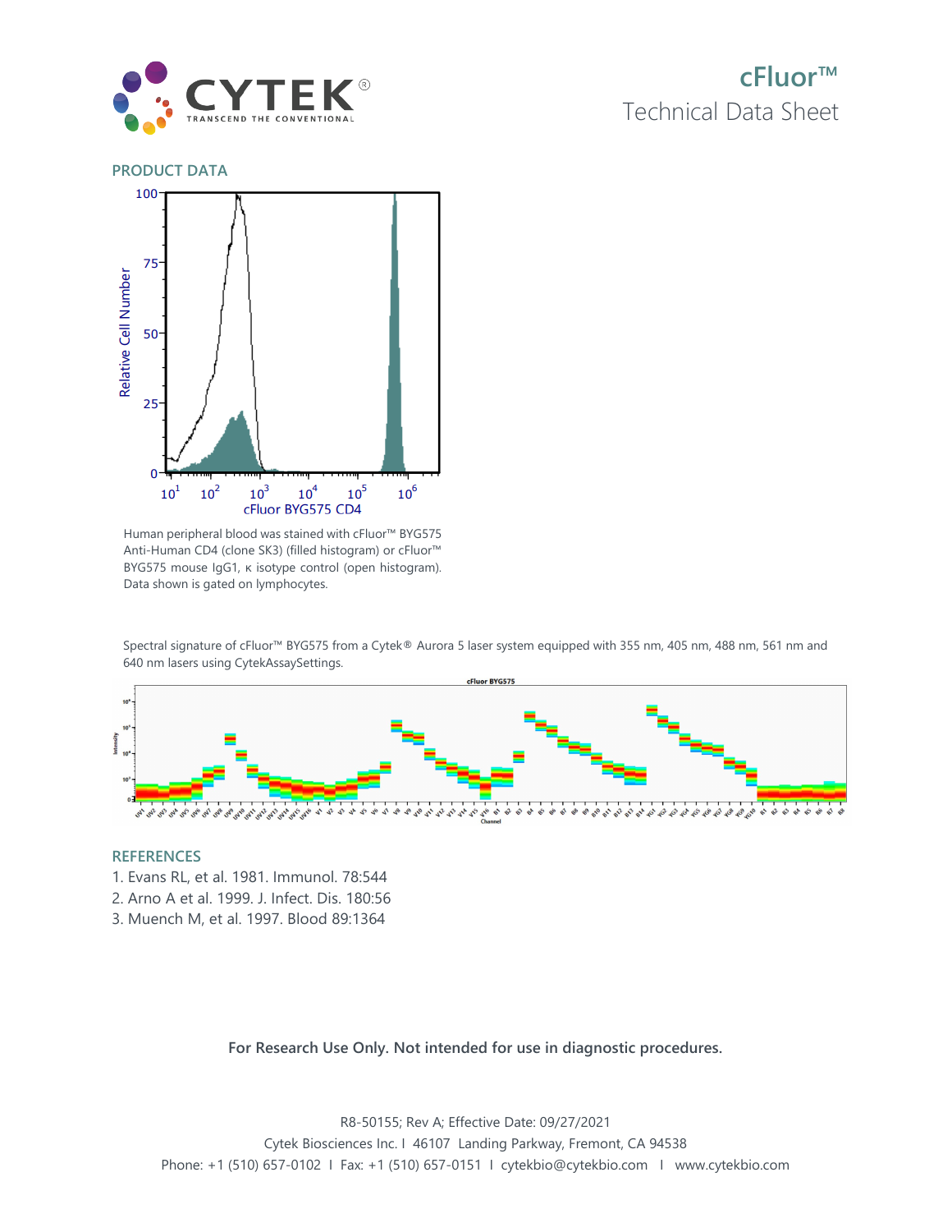## PRODUCT DATA

100
75
50
25
0
Relative Cell Number
$10^1$ $10^2$ $10^3$ $10^4$ $10^5$ $10^6$
cFluor BYG575 CD4

Human peripheral blood was stained with cFluor™ BYG575 Anti-Human CD4 (clone SK3) (filled histogram) or cFluor™ BYG575 mouse IgG1, κ isotype control (open histogram). Data shown is gated on lymphocytes.

Spectral signature of cFluor™ BYG575 from a Cytek® Aurora 5 laser system equipped with 355 nm, 405 nm, 488 nm, 561 nm and 640 nm lasers using CytekAssaySettings.

cFluor BYG575

## REFERENCES

1. Evans RL, et al. 1981. Immunol. 78:544
2. Arno A et al. 1999. J. Infect. Dis. 180:56
3. Muench M, et al. 1997. Blood 89:1364

**For Research Use Only. Not intended for use in diagnostic procedures.**

R8-50155; Rev A; Effective Date: 09/27/2021

Cytek Biosciences Inc. I 46107 Landing Parkway, Fremont, CA 94538

Phone: +1 (510) 657-0102 I Fax: +1 (510) 657-0151 I cytekbio@cytekbio.com I www.cytekbio.com